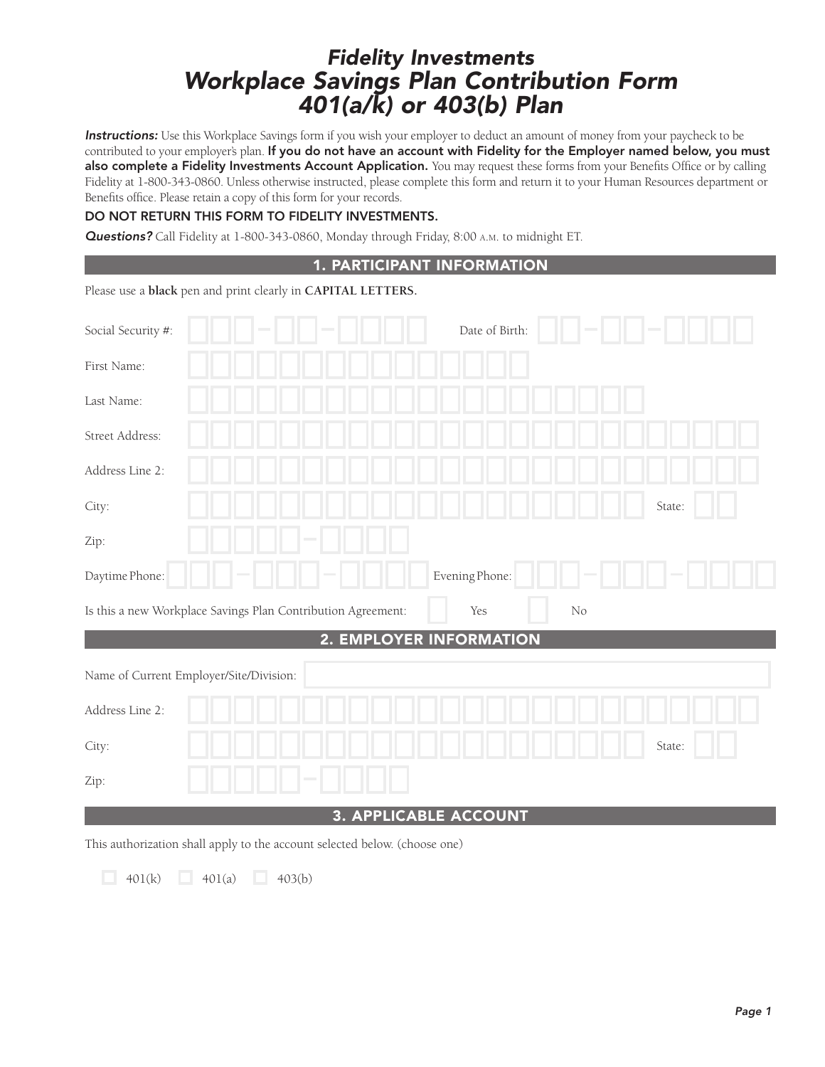# Fidelity Investments
# Workplace Savings Plan Contribution Form
# 401(a/k) or 403(b) Plan

***Instructions:*** Use this Workplace Savings form if you wish your employer to deduct an amount of money from your paycheck to be contributed to your employer's plan. **If you do not have an account with Fidelity for the Employer named below, you must also complete a Fidelity Investments Account Application.** You may request these forms from your Benefits Office or by calling Fidelity at 1-800-343-0860. Unless otherwise instructed, please complete this form and return it to your Human Resources department or Benefits office. Please retain a copy of this form for your records.

**DO NOT RETURN THIS FORM TO FIDELITY INVESTMENTS.**

***Questions?*** Call Fidelity at 1-800-343-0860, Monday through Friday, 8:00 A.M. to midnight ET.

## 1. PARTICIPANT INFORMATION

Please use a **black** pen and print clearly in **CAPITAL LETTERS.**

Social Security #: ☐☐☐-☐☐-☐☐☐☐ Date of Birth: ☐☐-☐☐-☐☐☐☐

First Name:

Last Name:

Street Address:

Address Line 2:

City: State:

Zip: ☐☐☐☐☐-☐☐☐☐

Daytime Phone: ☐☐☐-☐☐☐-☐☐☐☐ Evening Phone: ☐☐☐-☐☐☐-☐☐☐☐

Is this a new Workplace Savings Plan Contribution Agreement: ☐ Yes ☐ No

## 2. EMPLOYER INFORMATION

Name of Current Employer/Site/Division:

Address Line 2:

City: State:

Zip: ☐☐☐☐☐-☐☐☐☐

## 3. APPLICABLE ACCOUNT

This authorization shall apply to the account selected below. (choose one)

☐ 401(k) ☐ 401(a) ☐ 403(b)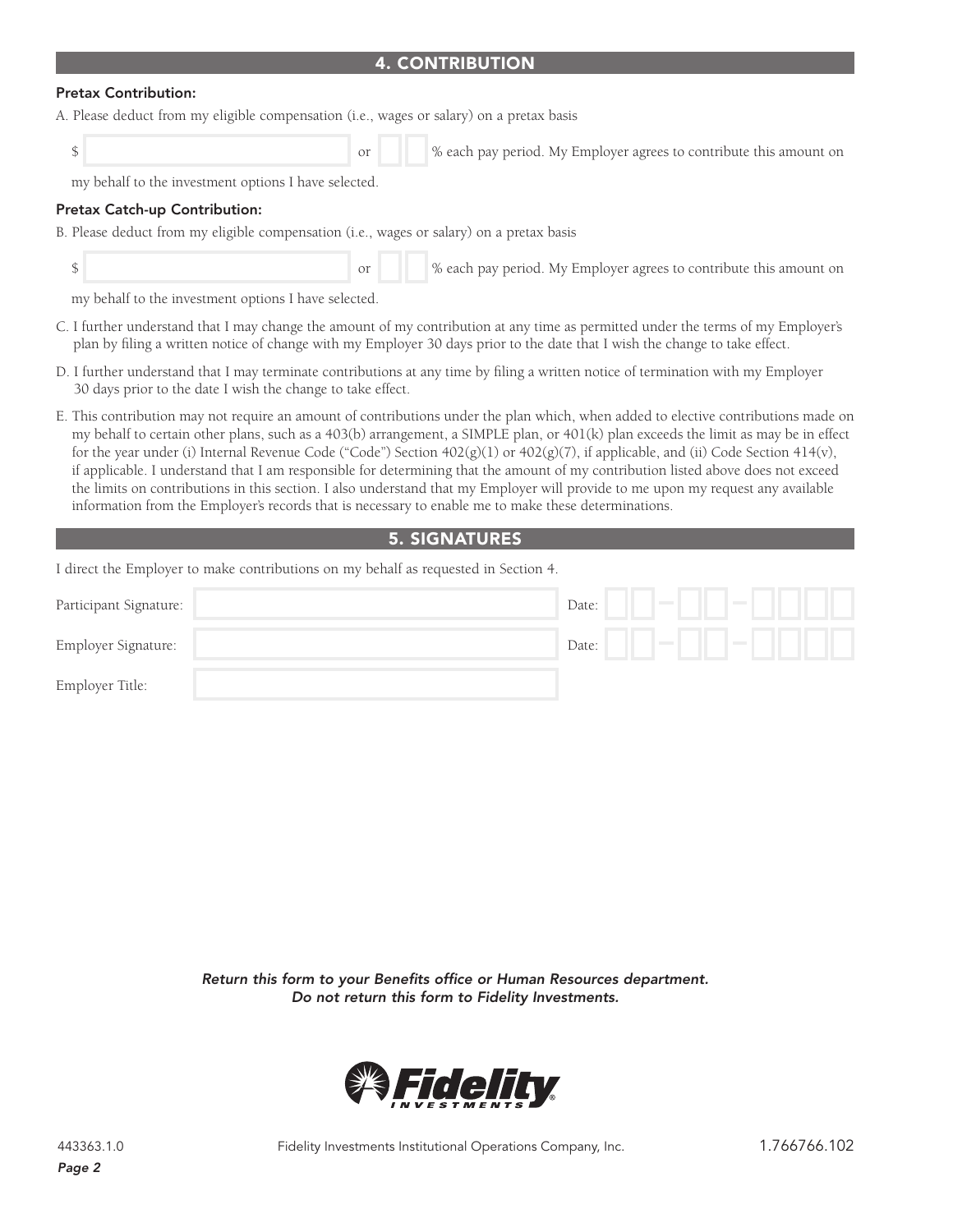## 4. CONTRIBUTION

**Pretax Contribution:**

A. Please deduct from my eligible compensation (i.e., wages or salary) on a pretax basis

$ ______________ or ____ % each pay period. My Employer agrees to contribute this amount on my behalf to the investment options I have selected.

**Pretax Catch-up Contribution:**

B. Please deduct from my eligible compensation (i.e., wages or salary) on a pretax basis

$ ______________ or ____ % each pay period. My Employer agrees to contribute this amount on my behalf to the investment options I have selected.

C. I further understand that I may change the amount of my contribution at any time as permitted under the terms of my Employer's plan by filing a written notice of change with my Employer 30 days prior to the date that I wish the change to take effect.

D. I further understand that I may terminate contributions at any time by filing a written notice of termination with my Employer 30 days prior to the date I wish the change to take effect.

E. This contribution may not require an amount of contributions under the plan which, when added to elective contributions made on my behalf to certain other plans, such as a 403(b) arrangement, a SIMPLE plan, or 401(k) plan exceeds the limit as may be in effect for the year under (i) Internal Revenue Code ("Code") Section 402(g)(1) or 402(g)(7), if applicable, and (ii) Code Section 414(v), if applicable. I understand that I am responsible for determining that the amount of my contribution listed above does not exceed the limits on contributions in this section. I also understand that my Employer will provide to me upon my request any available information from the Employer's records that is necessary to enable me to make these determinations.

## 5. SIGNATURES

I direct the Employer to make contributions on my behalf as requested in Section 4.

Participant Signature: ______________________ Date: __ __ - __ __ - __ __ __ __

Employer Signature: ______________________ Date: __ __ - __ __ - __ __ __ __

Employer Title: ______________________

***Return this form to your Benefits office or Human Resources department.***
***Do not return this form to Fidelity Investments.***

443363.1.0

Fidelity Investments Institutional Operations Company, Inc.

1.766766.102